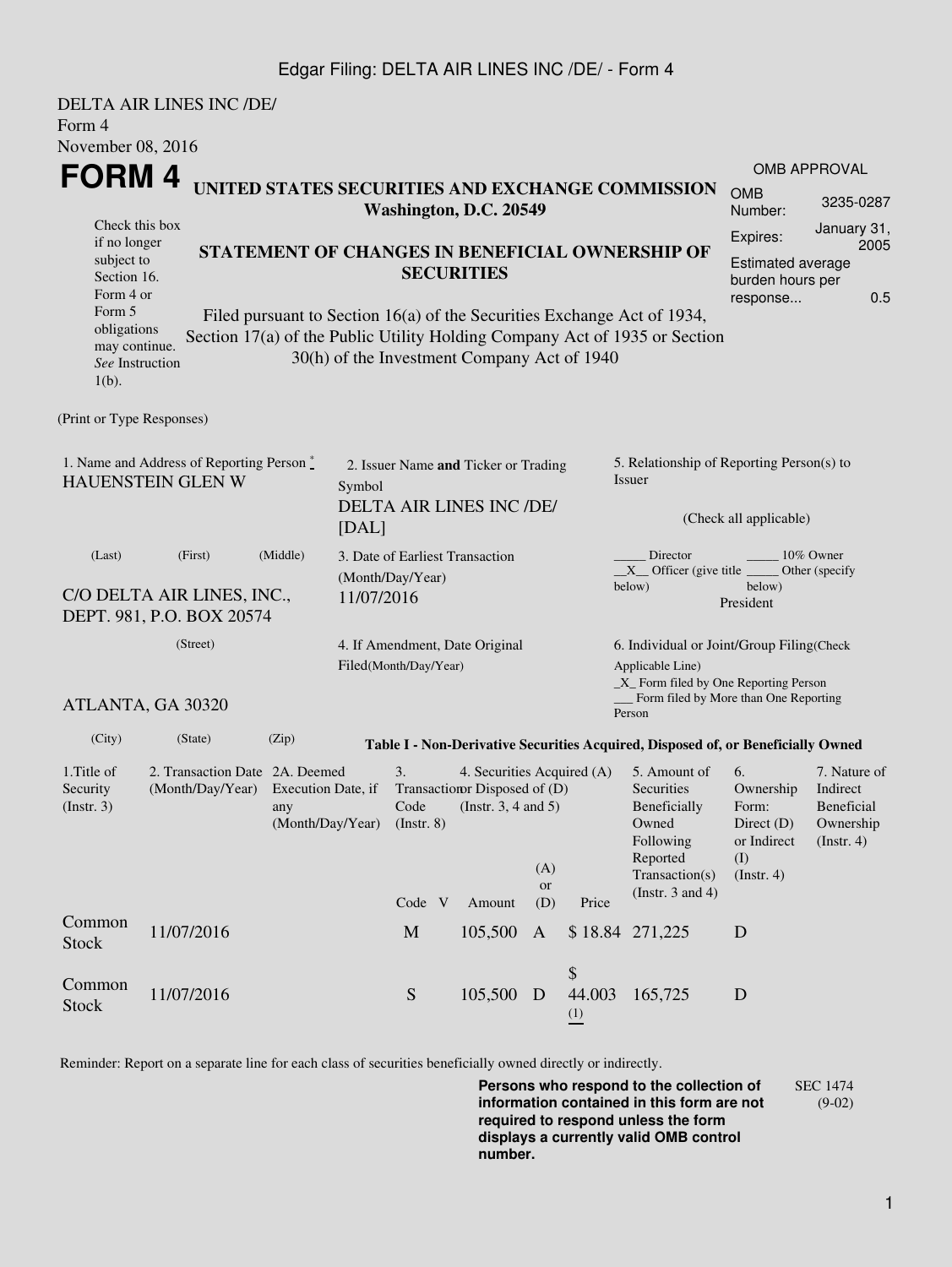DELTA AIR LINES INC /DE/
Form 4
November 08, 2016

# FORM 4

## UNITED STATES SECURITIES AND EXCHANGE COMMISSION
**Washington, D.C. 20549**

| OMB APPROVAL | |
|---|---|
| OMB Number: | 3235-0287 |
| Expires: | January 31, 2005 |
| Estimated average burden hours per response... | 0.5 |

Check this box if no longer subject to Section 16. Form 4 or Form 5 obligations may continue. *See* Instruction 1(b).

### STATEMENT OF CHANGES IN BENEFICIAL OWNERSHIP OF SECURITIES

Filed pursuant to Section 16(a) of the Securities Exchange Act of 1934, Section 17(a) of the Public Utility Holding Company Act of 1935 or Section 30(h) of the Investment Company Act of 1940

(Print or Type Responses)

1. Name and Address of Reporting Person *
HAUENSTEIN GLEN W

(Last) (First) (Middle)

C/O DELTA AIR LINES, INC., DEPT. 981, P.O. BOX 20574

(Street)

ATLANTA, GA 30320

(City) (State) (Zip)

2. Issuer Name **and** Ticker or Trading Symbol
DELTA AIR LINES INC /DE/ [DAL]

3. Date of Earliest Transaction (Month/Day/Year)
11/07/2016

4. If Amendment, Date Original Filed(Month/Day/Year)

5. Relationship of Reporting Person(s) to Issuer

(Check all applicable)

_____ Director _____ 10% Owner
__X__ Officer (give title below) _____ Other (specify below)
President

6. Individual or Joint/Group Filing(Check Applicable Line)
_X_ Form filed by One Reporting Person
___ Form filed by More than One Reporting Person

**Table I - Non-Derivative Securities Acquired, Disposed of, or Beneficially Owned**

| 1.Title of Security (Instr. 3) | 2. Transaction Date (Month/Day/Year) | 2A. Deemed Execution Date, if any (Month/Day/Year) | 3. Transaction Code (Instr. 8) | | 4. Securities Acquired (A) or Disposed of (D) (Instr. 3, 4 and 5) | | | 5. Amount of Securities Beneficially Owned Following Reported Transaction(s) (Instr. 3 and 4) | 6. Ownership Form: Direct (D) or Indirect (I) (Instr. 4) | 7. Nature of Indirect Beneficial Ownership (Instr. 4) |
|---|---|---|---|---|---|---|---|---|---|---|
| | | | Code | V | Amount | (A) or (D) | Price | | | |
| Common Stock | 11/07/2016 | | M | | 105,500 | A | $ 18.84 | 271,225 | D | |
| Common Stock | 11/07/2016 | | S | | 105,500 | D | $ 44.003 (1) | 165,725 | D | |

Reminder: Report on a separate line for each class of securities beneficially owned directly or indirectly.

**Persons who respond to the collection of information contained in this form are not required to respond unless the form displays a currently valid OMB control number.**

SEC 1474 (9-02)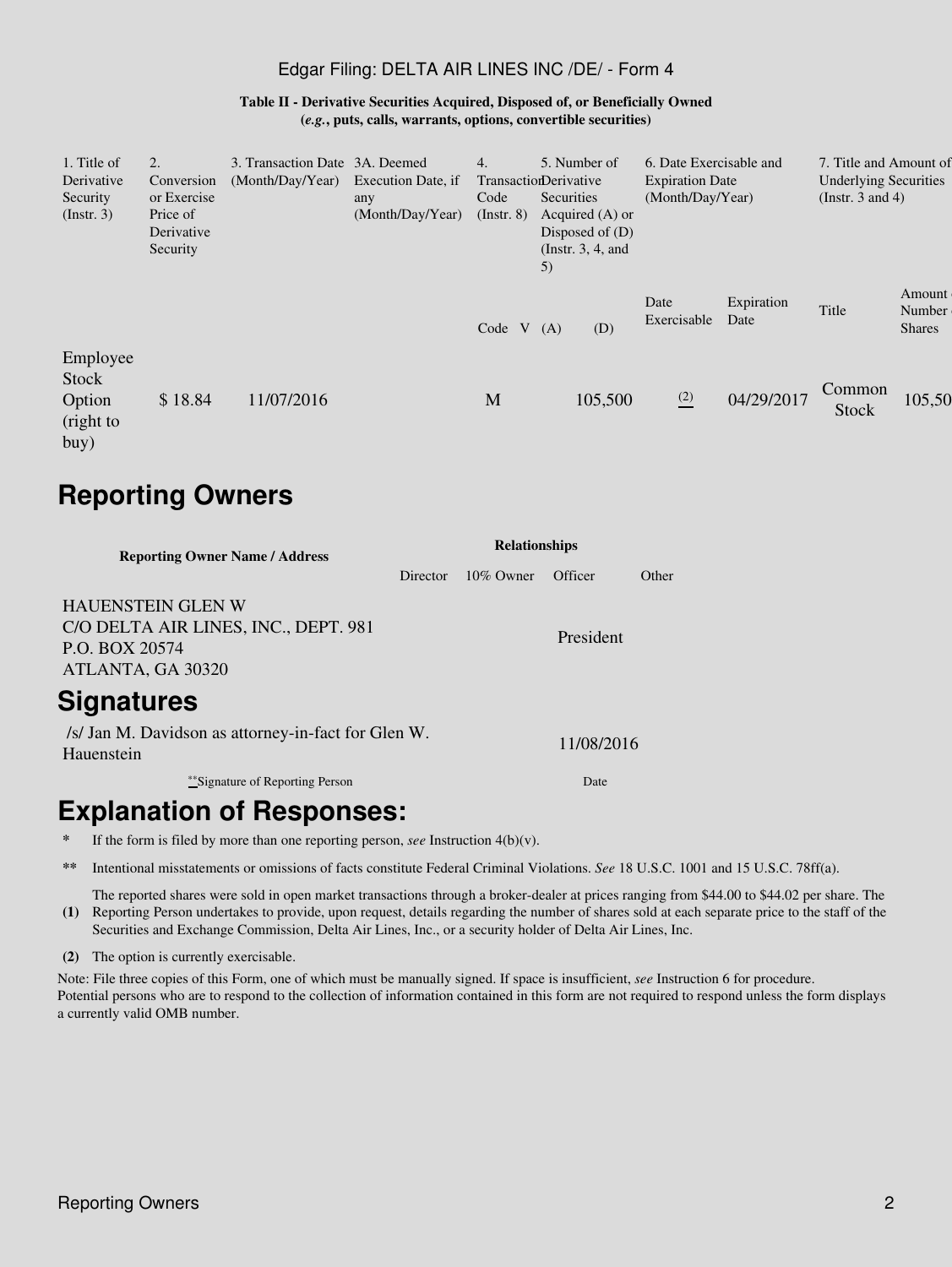Edgar Filing: DELTA AIR LINES INC /DE/ - Form 4

**Table II - Derivative Securities Acquired, Disposed of, or Beneficially Owned**
**(*e.g.*, puts, calls, warrants, options, convertible securities)**

| 1. Title of Derivative Security (Instr. 3) | 2. Conversion or Exercise Price of Derivative Security | 3. Transaction Date (Month/Day/Year) | 3A. Deemed Execution Date, if any (Month/Day/Year) | 4. Transaction Code (Instr. 8) | | 5. Number of Derivative Securities Acquired (A) or Disposed of (D) (Instr. 3, 4, and 5) | | 6. Date Exercisable and Expiration Date (Month/Day/Year) | | 7. Title and Amount of Underlying Securities (Instr. 3 and 4) | |
|---|---|---|---|---|---|---|---|---|---|---|---|
| | | | | Code | V | (A) | (D) | Date Exercisable | Expiration Date | Title | Amount or Number of Shares |
| Employee Stock Option (right to buy) | $ 18.84 | 11/07/2016 | | M | | | 105,500 | (2) | 04/29/2017 | Common Stock | 105,500 |

## Reporting Owners

| Reporting Owner Name / Address | Relationships | | | |
|---|---|---|---|---|
| | Director | 10% Owner | Officer | Other |
| HAUENSTEIN GLEN W<br>C/O DELTA AIR LINES, INC., DEPT. 981<br>P.O. BOX 20574<br>ATLANTA, GA 30320 | | | President | |

## Signatures

| | |
|---|---|
| /s/ Jan M. Davidson as attorney-in-fact for Glen W. Hauenstein | 11/08/2016 |
| **Signature of Reporting Person | Date |

## Explanation of Responses:

\* If the form is filed by more than one reporting person, *see* Instruction 4(b)(v).

\*\* Intentional misstatements or omissions of facts constitute Federal Criminal Violations. *See* 18 U.S.C. 1001 and 15 U.S.C. 78ff(a).

**(1)** The reported shares were sold in open market transactions through a broker-dealer at prices ranging from $44.00 to $44.02 per share. The Reporting Person undertakes to provide, upon request, details regarding the number of shares sold at each separate price to the staff of the Securities and Exchange Commission, Delta Air Lines, Inc., or a security holder of Delta Air Lines, Inc.

**(2)** The option is currently exercisable.

Note: File three copies of this Form, one of which must be manually signed. If space is insufficient, *see* Instruction 6 for procedure.
Potential persons who are to respond to the collection of information contained in this form are not required to respond unless the form displays a currently valid OMB number.